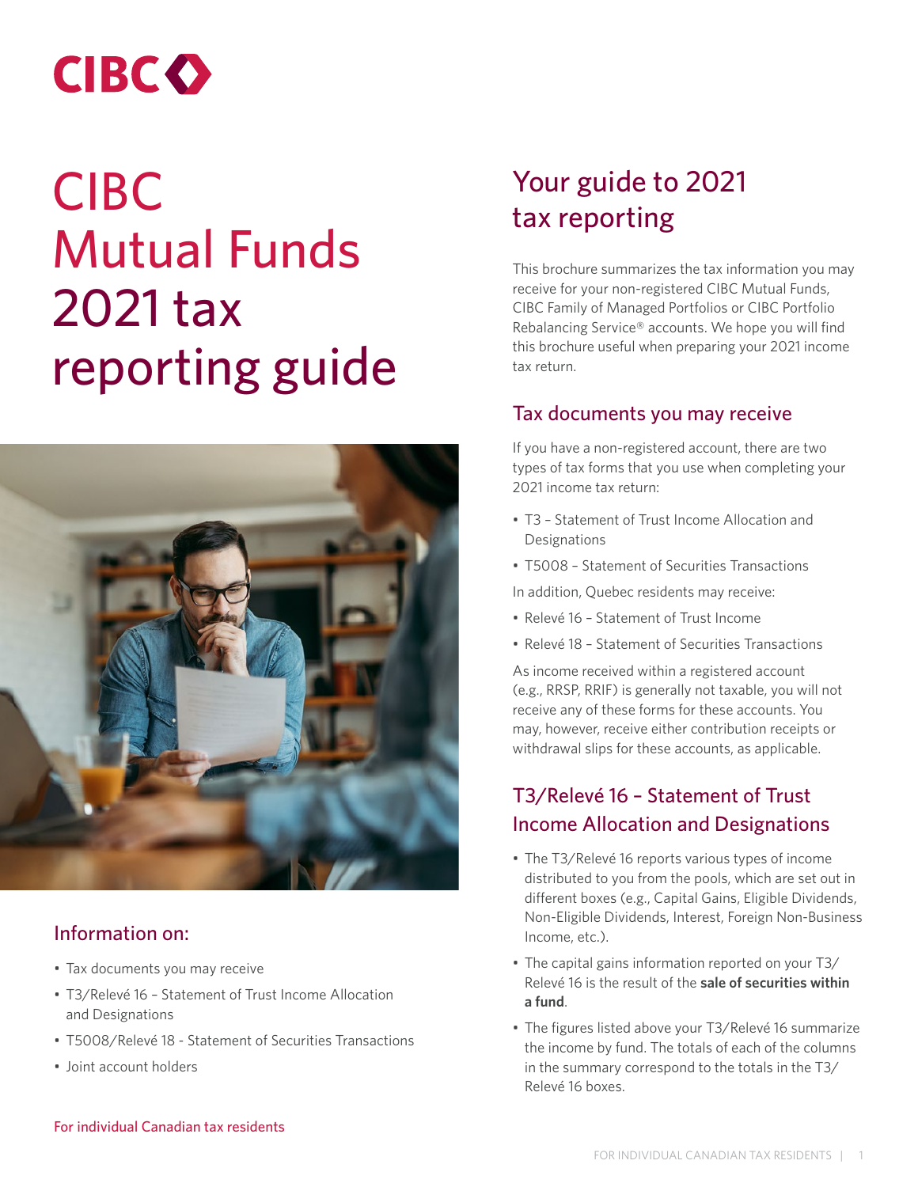CIBC

# CIBC Mutual Funds 2021 tax reporting guide

## Information on:

- Tax documents you may receive
- T3/Relevé 16 – Statement of Trust Income Allocation and Designations
- T5008/Relevé 18 - Statement of Securities Transactions
- Joint account holders

For individual Canadian tax residents

## Your guide to 2021 tax reporting

This brochure summarizes the tax information you may receive for your non-registered CIBC Mutual Funds, CIBC Family of Managed Portfolios or CIBC Portfolio Rebalancing Service® accounts. We hope you will find this brochure useful when preparing your 2021 income tax return.

### Tax documents you may receive

If you have a non-registered account, there are two types of tax forms that you use when completing your 2021 income tax return:

- T3 – Statement of Trust Income Allocation and Designations
- T5008 – Statement of Securities Transactions

In addition, Quebec residents may receive:

- Relevé 16 – Statement of Trust Income
- Relevé 18 – Statement of Securities Transactions

As income received within a registered account (e.g., RRSP, RRIF) is generally not taxable, you will not receive any of these forms for these accounts. You may, however, receive either contribution receipts or withdrawal slips for these accounts, as applicable.

### T3/Relevé 16 – Statement of Trust Income Allocation and Designations

- The T3/Relevé 16 reports various types of income distributed to you from the pools, which are set out in different boxes (e.g., Capital Gains, Eligible Dividends, Non-Eligible Dividends, Interest, Foreign Non-Business Income, etc.).
- The capital gains information reported on your T3/Relevé 16 is the result of the **sale of securities within a fund**.
- The figures listed above your T3/Relevé 16 summarize the income by fund. The totals of each of the columns in the summary correspond to the totals in the T3/Relevé 16 boxes.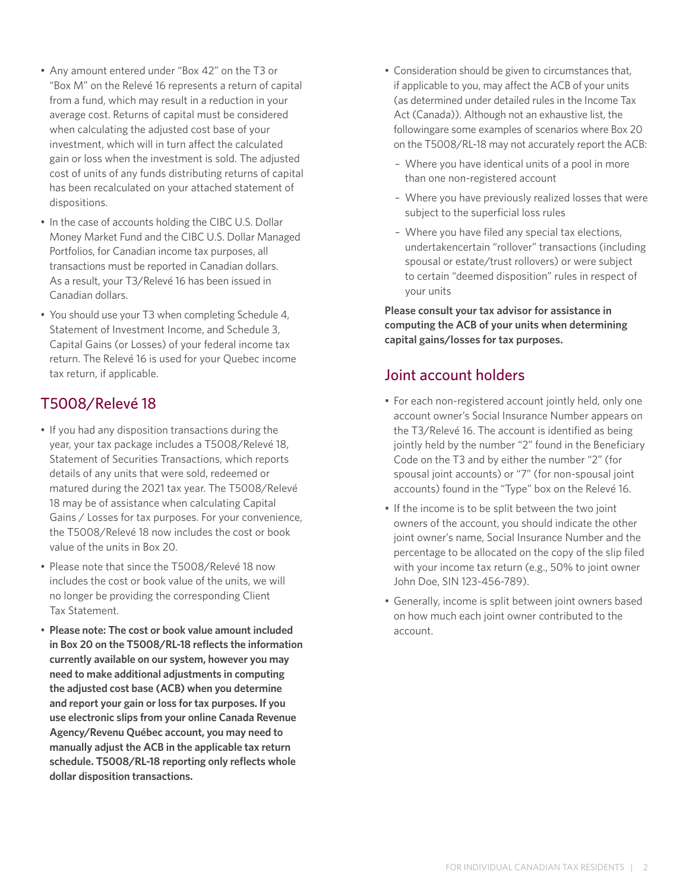- Any amount entered under "Box 42" on the T3 or "Box M" on the Relevé 16 represents a return of capital from a fund, which may result in a reduction in your average cost. Returns of capital must be considered when calculating the adjusted cost base of your investment, which will in turn affect the calculated gain or loss when the investment is sold. The adjusted cost of units of any funds distributing returns of capital has been recalculated on your attached statement of dispositions.
- In the case of accounts holding the CIBC U.S. Dollar Money Market Fund and the CIBC U.S. Dollar Managed Portfolios, for Canadian income tax purposes, all transactions must be reported in Canadian dollars. As a result, your T3/Relevé 16 has been issued in Canadian dollars.
- You should use your T3 when completing Schedule 4, Statement of Investment Income, and Schedule 3, Capital Gains (or Losses) of your federal income tax return. The Relevé 16 is used for your Quebec income tax return, if applicable.

## T5008/Relevé 18

- If you had any disposition transactions during the year, your tax package includes a T5008/Relevé 18, Statement of Securities Transactions, which reports details of any units that were sold, redeemed or matured during the 2021 tax year. The T5008/Relevé 18 may be of assistance when calculating Capital Gains / Losses for tax purposes. For your convenience, the T5008/Relevé 18 now includes the cost or book value of the units in Box 20.
- Please note that since the T5008/Relevé 18 now includes the cost or book value of the units, we will no longer be providing the corresponding Client Tax Statement.
- **Please note: The cost or book value amount included in Box 20 on the T5008/RL-18 reflects the information currently available on our system, however you may need to make additional adjustments in computing the adjusted cost base (ACB) when you determine and report your gain or loss for tax purposes. If you use electronic slips from your online Canada Revenue Agency/Revenu Québec account, you may need to manually adjust the ACB in the applicable tax return schedule. T5008/RL-18 reporting only reflects whole dollar disposition transactions.**
- Consideration should be given to circumstances that, if applicable to you, may affect the ACB of your units (as determined under detailed rules in the Income Tax Act (Canada)). Although not an exhaustive list, the followingare some examples of scenarios where Box 20 on the T5008/RL-18 may not accurately report the ACB:
  - Where you have identical units of a pool in more than one non-registered account
  - Where you have previously realized losses that were subject to the superficial loss rules
  - Where you have filed any special tax elections, undertakencertain "rollover" transactions (including spousal or estate/trust rollovers) or were subject to certain "deemed disposition" rules in respect of your units

**Please consult your tax advisor for assistance in computing the ACB of your units when determining capital gains/losses for tax purposes.**

## Joint account holders

- For each non-registered account jointly held, only one account owner's Social Insurance Number appears on the T3/Relevé 16. The account is identified as being jointly held by the number "2" found in the Beneficiary Code on the T3 and by either the number "2" (for spousal joint accounts) or "7" (for non-spousal joint accounts) found in the "Type" box on the Relevé 16.
- If the income is to be split between the two joint owners of the account, you should indicate the other joint owner's name, Social Insurance Number and the percentage to be allocated on the copy of the slip filed with your income tax return (e.g., 50% to joint owner John Doe, SIN 123-456-789).
- Generally, income is split between joint owners based on how much each joint owner contributed to the account.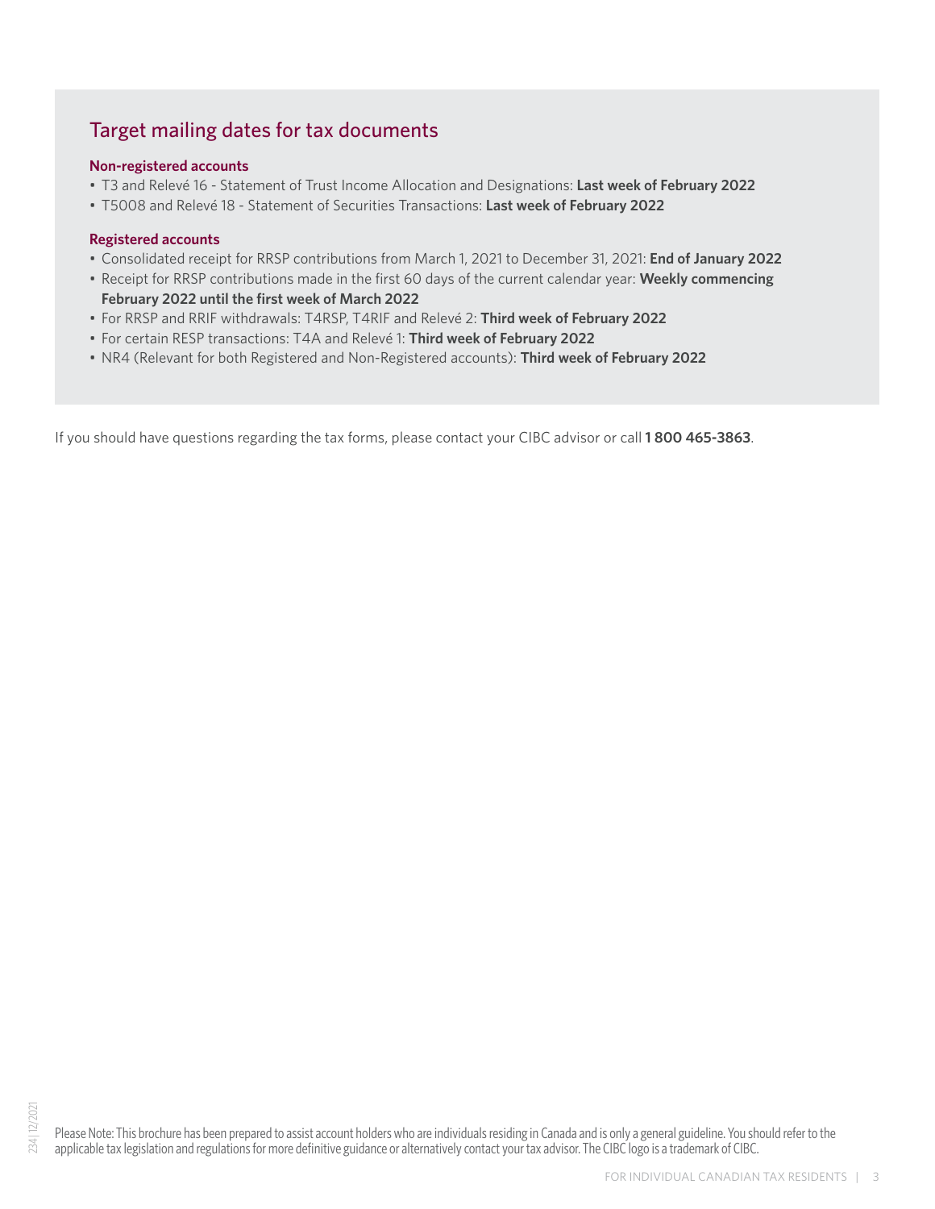## Target mailing dates for tax documents

**Non-registered accounts**

- T3 and Relevé 16 - Statement of Trust Income Allocation and Designations: **Last week of February 2022**
- T5008 and Relevé 18 - Statement of Securities Transactions: **Last week of February 2022**

**Registered accounts**

- Consolidated receipt for RRSP contributions from March 1, 2021 to December 31, 2021: **End of January 2022**
- Receipt for RRSP contributions made in the first 60 days of the current calendar year: **Weekly commencing February 2022 until the first week of March 2022**
- For RRSP and RRIF withdrawals: T4RSP, T4RIF and Relevé 2: **Third week of February 2022**
- For certain RESP transactions: T4A and Relevé 1: **Third week of February 2022**
- NR4 (Relevant for both Registered and Non-Registered accounts): **Third week of February 2022**

If you should have questions regarding the tax forms, please contact your CIBC advisor or call **1 800 465-3863**.

234 | 12/2021

Please Note: This brochure has been prepared to assist account holders who are individuals residing in Canada and is only a general guideline. You should refer to the applicable tax legislation and regulations for more definitive guidance or alternatively contact your tax advisor. The CIBC logo is a trademark of CIBC.